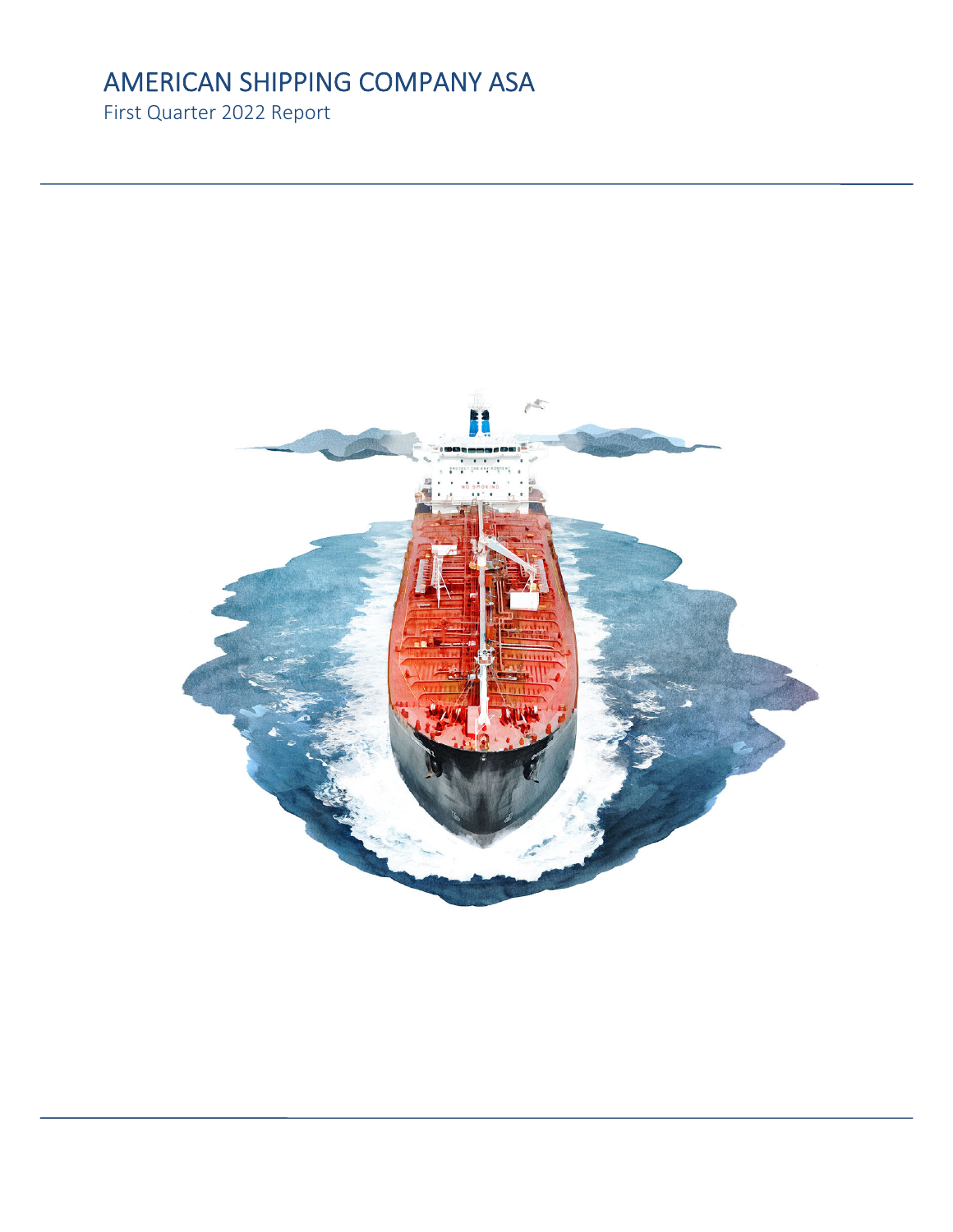# AMERICAN SHIPPING COMPANY ASA

First Quarter 2022 Report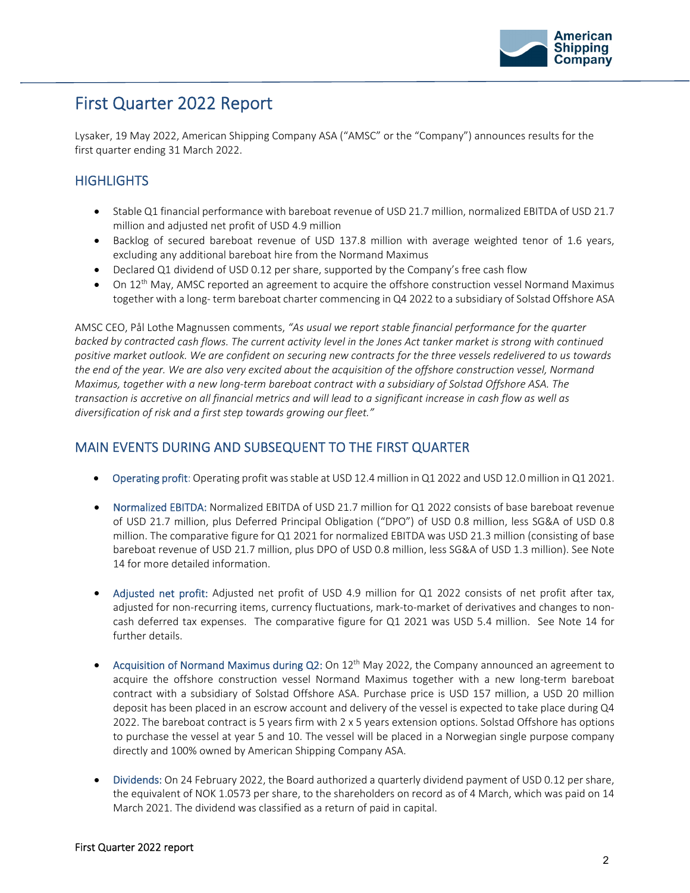# First Quarter 2022 Report

Lysaker, 19 May 2022, American Shipping Company ASA ("AMSC" or the "Company") announces results for the first quarter ending 31 March 2022.

## HIGHLIGHTS

- Stable Q1 financial performance with bareboat revenue of USD 21.7 million, normalized EBITDA of USD 21.7 million and adjusted net profit of USD 4.9 million
- Backlog of secured bareboat revenue of USD 137.8 million with average weighted tenor of 1.6 years, excluding any additional bareboat hire from the Normand Maximus
- Declared Q1 dividend of USD 0.12 per share, supported by the Company's free cash flow
- On 12th May, AMSC reported an agreement to acquire the offshore construction vessel Normand Maximus together with a long- term bareboat charter commencing in Q4 2022 to a subsidiary of Solstad Offshore ASA

AMSC CEO, Pål Lothe Magnussen comments, *"As usual we report stable financial performance for the quarter backed by contracted cash flows. The current activity level in the Jones Act tanker market is strong with continued positive market outlook. We are confident on securing new contracts for the three vessels redelivered to us towards the end of the year. We are also very excited about the acquisition of the offshore construction vessel, Normand Maximus, together with a new long-term bareboat contract with a subsidiary of Solstad Offshore ASA. The transaction is accretive on all financial metrics and will lead to a significant increase in cash flow as well as diversification of risk and a first step towards growing our fleet."*

## MAIN EVENTS DURING AND SUBSEQUENT TO THE FIRST QUARTER

- Operating profit: Operating profit was stable at USD 12.4 million in Q1 2022 and USD 12.0 million in Q1 2021.

- Normalized EBITDA: Normalized EBITDA of USD 21.7 million for Q1 2022 consists of base bareboat revenue of USD 21.7 million, plus Deferred Principal Obligation ("DPO") of USD 0.8 million, less SG&A of USD 0.8 million. The comparative figure for Q1 2021 for normalized EBITDA was USD 21.3 million (consisting of base bareboat revenue of USD 21.7 million, plus DPO of USD 0.8 million, less SG&A of USD 1.3 million). See Note 14 for more detailed information.

- Adjusted net profit: Adjusted net profit of USD 4.9 million for Q1 2022 consists of net profit after tax, adjusted for non-recurring items, currency fluctuations, mark-to-market of derivatives and changes to non-cash deferred tax expenses. The comparative figure for Q1 2021 was USD 5.4 million. See Note 14 for further details.

- Acquisition of Normand Maximus during Q2: On 12th May 2022, the Company announced an agreement to acquire the offshore construction vessel Normand Maximus together with a new long-term bareboat contract with a subsidiary of Solstad Offshore ASA. Purchase price is USD 157 million, a USD 20 million deposit has been placed in an escrow account and delivery of the vessel is expected to take place during Q4 2022. The bareboat contract is 5 years firm with 2 x 5 years extension options. Solstad Offshore has options to purchase the vessel at year 5 and 10. The vessel will be placed in a Norwegian single purpose company directly and 100% owned by American Shipping Company ASA.

- Dividends: On 24 February 2022, the Board authorized a quarterly dividend payment of USD 0.12 per share, the equivalent of NOK 1.0573 per share, to the shareholders on record as of 4 March, which was paid on 14 March 2021. The dividend was classified as a return of paid in capital.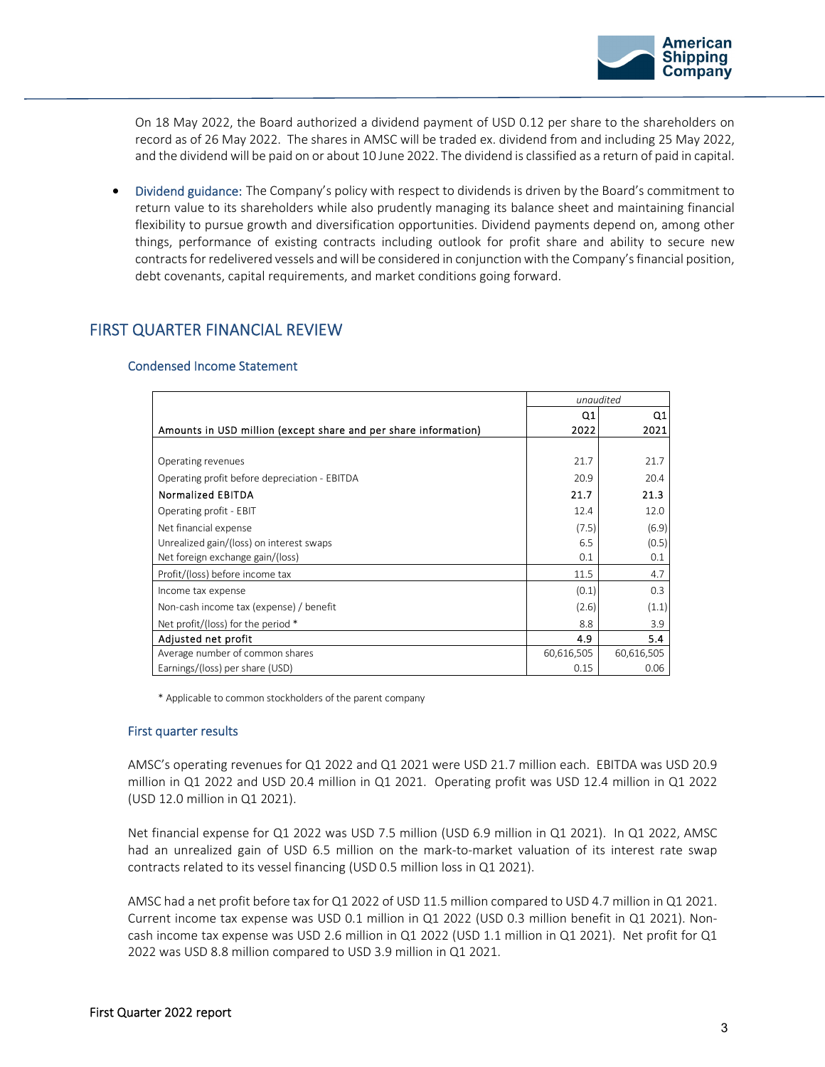On 18 May 2022, the Board authorized a dividend payment of USD 0.12 per share to the shareholders on record as of 26 May 2022. The shares in AMSC will be traded ex. dividend from and including 25 May 2022, and the dividend will be paid on or about 10 June 2022. The dividend is classified as a return of paid in capital.

- Dividend guidance: The Company's policy with respect to dividends is driven by the Board's commitment to return value to its shareholders while also prudently managing its balance sheet and maintaining financial flexibility to pursue growth and diversification opportunities. Dividend payments depend on, among other things, performance of existing contracts including outlook for profit share and ability to secure new contracts for redelivered vessels and will be considered in conjunction with the Company's financial position, debt covenants, capital requirements, and market conditions going forward.

## FIRST QUARTER FINANCIAL REVIEW

### Condensed Income Statement

| | *unaudited* | |
|---|---|---|
| **Amounts in USD million (except share and per share information)** | **Q1 2022** | **Q1 2021** |
| Operating revenues | 21.7 | 21.7 |
| Operating profit before depreciation - EBITDA | 20.9 | 20.4 |
| **Normalized EBITDA** | **21.7** | **21.3** |
| Operating profit - EBIT | 12.4 | 12.0 |
| Net financial expense | (7.5) | (6.9) |
| Unrealized gain/(loss) on interest swaps | 6.5 | (0.5) |
| Net foreign exchange gain/(loss) | 0.1 | 0.1 |
| Profit/(loss) before income tax | 11.5 | 4.7 |
| Income tax expense | (0.1) | 0.3 |
| Non-cash income tax (expense) / benefit | (2.6) | (1.1) |
| Net profit/(loss) for the period * | 8.8 | 3.9 |
| **Adjusted net profit** | **4.9** | **5.4** |
| Average number of common shares | 60,616,505 | 60,616,505 |
| Earnings/(loss) per share (USD) | 0.15 | 0.06 |

\* Applicable to common stockholders of the parent company

### First quarter results

AMSC's operating revenues for Q1 2022 and Q1 2021 were USD 21.7 million each. EBITDA was USD 20.9 million in Q1 2022 and USD 20.4 million in Q1 2021. Operating profit was USD 12.4 million in Q1 2022 (USD 12.0 million in Q1 2021).

Net financial expense for Q1 2022 was USD 7.5 million (USD 6.9 million in Q1 2021). In Q1 2022, AMSC had an unrealized gain of USD 6.5 million on the mark-to-market valuation of its interest rate swap contracts related to its vessel financing (USD 0.5 million loss in Q1 2021).

AMSC had a net profit before tax for Q1 2022 of USD 11.5 million compared to USD 4.7 million in Q1 2021. Current income tax expense was USD 0.1 million in Q1 2022 (USD 0.3 million benefit in Q1 2021). Non-cash income tax expense was USD 2.6 million in Q1 2022 (USD 1.1 million in Q1 2021). Net profit for Q1 2022 was USD 8.8 million compared to USD 3.9 million in Q1 2021.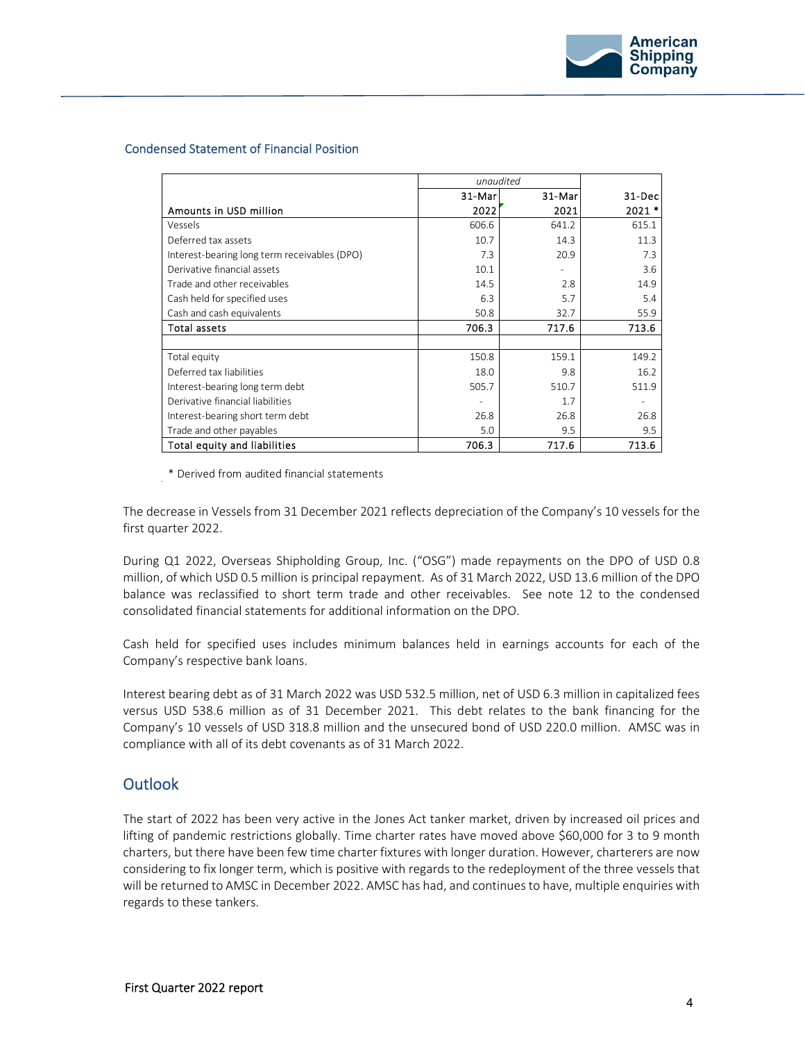## Condensed Statement of Financial Position

| | *unaudited* | | |
|---|---|---|---|
| Amounts in USD million | 31-Mar 2022 | 31-Mar 2021 | 31-Dec 2021 * |
| Vessels | 606.6 | 641.2 | 615.1 |
| Deferred tax assets | 10.7 | 14.3 | 11.3 |
| Interest-bearing long term receivables (DPO) | 7.3 | 20.9 | 7.3 |
| Derivative financial assets | 10.1 | - | 3.6 |
| Trade and other receivables | 14.5 | 2.8 | 14.9 |
| Cash held for specified uses | 6.3 | 5.7 | 5.4 |
| Cash and cash equivalents | 50.8 | 32.7 | 55.9 |
| **Total assets** | **706.3** | **717.6** | **713.6** |
| | | | |
| Total equity | 150.8 | 159.1 | 149.2 |
| Deferred tax liabilities | 18.0 | 9.8 | 16.2 |
| Interest-bearing long term debt | 505.7 | 510.7 | 511.9 |
| Derivative financial liabilities | - | 1.7 | - |
| Interest-bearing short term debt | 26.8 | 26.8 | 26.8 |
| Trade and other payables | 5.0 | 9.5 | 9.5 |
| **Total equity and liabilities** | **706.3** | **717.6** | **713.6** |

\* Derived from audited financial statements

The decrease in Vessels from 31 December 2021 reflects depreciation of the Company's 10 vessels for the first quarter 2022.

During Q1 2022, Overseas Shipholding Group, Inc. ("OSG") made repayments on the DPO of USD 0.8 million, of which USD 0.5 million is principal repayment. As of 31 March 2022, USD 13.6 million of the DPO balance was reclassified to short term trade and other receivables. See note 12 to the condensed consolidated financial statements for additional information on the DPO.

Cash held for specified uses includes minimum balances held in earnings accounts for each of the Company's respective bank loans.

Interest bearing debt as of 31 March 2022 was USD 532.5 million, net of USD 6.3 million in capitalized fees versus USD 538.6 million as of 31 December 2021. This debt relates to the bank financing for the Company's 10 vessels of USD 318.8 million and the unsecured bond of USD 220.0 million. AMSC was in compliance with all of its debt covenants as of 31 March 2022.

## Outlook

The start of 2022 has been very active in the Jones Act tanker market, driven by increased oil prices and lifting of pandemic restrictions globally. Time charter rates have moved above $60,000 for 3 to 9 month charters, but there have been few time charter fixtures with longer duration. However, charterers are now considering to fix longer term, which is positive with regards to the redeployment of the three vessels that will be returned to AMSC in December 2022. AMSC has had, and continues to have, multiple enquiries with regards to these tankers.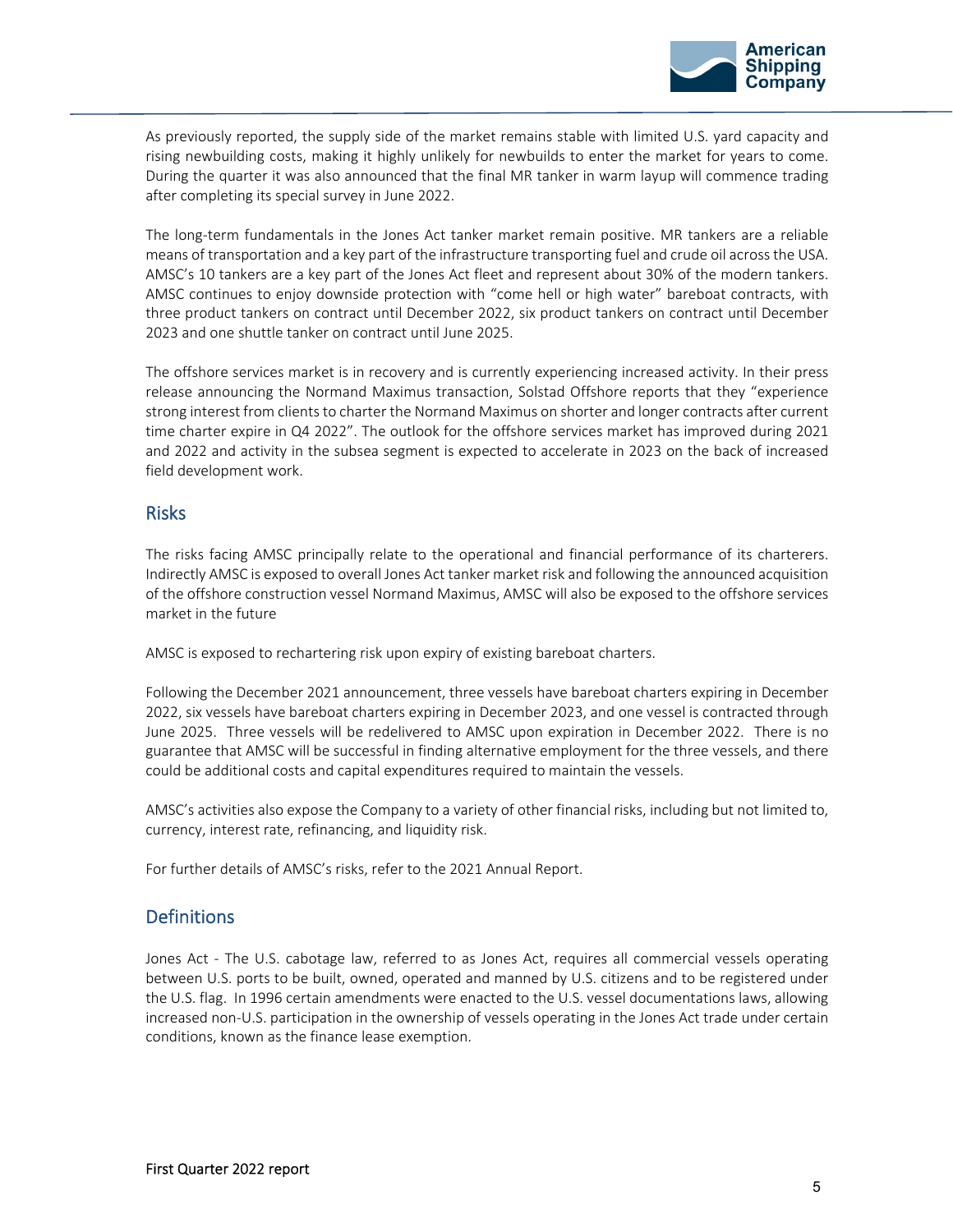As previously reported, the supply side of the market remains stable with limited U.S. yard capacity and rising newbuilding costs, making it highly unlikely for newbuilds to enter the market for years to come. During the quarter it was also announced that the final MR tanker in warm layup will commence trading after completing its special survey in June 2022.

The long-term fundamentals in the Jones Act tanker market remain positive. MR tankers are a reliable means of transportation and a key part of the infrastructure transporting fuel and crude oil across the USA. AMSC's 10 tankers are a key part of the Jones Act fleet and represent about 30% of the modern tankers. AMSC continues to enjoy downside protection with "come hell or high water" bareboat contracts, with three product tankers on contract until December 2022, six product tankers on contract until December 2023 and one shuttle tanker on contract until June 2025.

The offshore services market is in recovery and is currently experiencing increased activity. In their press release announcing the Normand Maximus transaction, Solstad Offshore reports that they "experience strong interest from clients to charter the Normand Maximus on shorter and longer contracts after current time charter expire in Q4 2022". The outlook for the offshore services market has improved during 2021 and 2022 and activity in the subsea segment is expected to accelerate in 2023 on the back of increased field development work.

## Risks

The risks facing AMSC principally relate to the operational and financial performance of its charterers. Indirectly AMSC is exposed to overall Jones Act tanker market risk and following the announced acquisition of the offshore construction vessel Normand Maximus, AMSC will also be exposed to the offshore services market in the future

AMSC is exposed to rechartering risk upon expiry of existing bareboat charters.

Following the December 2021 announcement, three vessels have bareboat charters expiring in December 2022, six vessels have bareboat charters expiring in December 2023, and one vessel is contracted through June 2025. Three vessels will be redelivered to AMSC upon expiration in December 2022. There is no guarantee that AMSC will be successful in finding alternative employment for the three vessels, and there could be additional costs and capital expenditures required to maintain the vessels.

AMSC's activities also expose the Company to a variety of other financial risks, including but not limited to, currency, interest rate, refinancing, and liquidity risk.

For further details of AMSC's risks, refer to the 2021 Annual Report.

## Definitions

Jones Act - The U.S. cabotage law, referred to as Jones Act, requires all commercial vessels operating between U.S. ports to be built, owned, operated and manned by U.S. citizens and to be registered under the U.S. flag. In 1996 certain amendments were enacted to the U.S. vessel documentations laws, allowing increased non-U.S. participation in the ownership of vessels operating in the Jones Act trade under certain conditions, known as the finance lease exemption.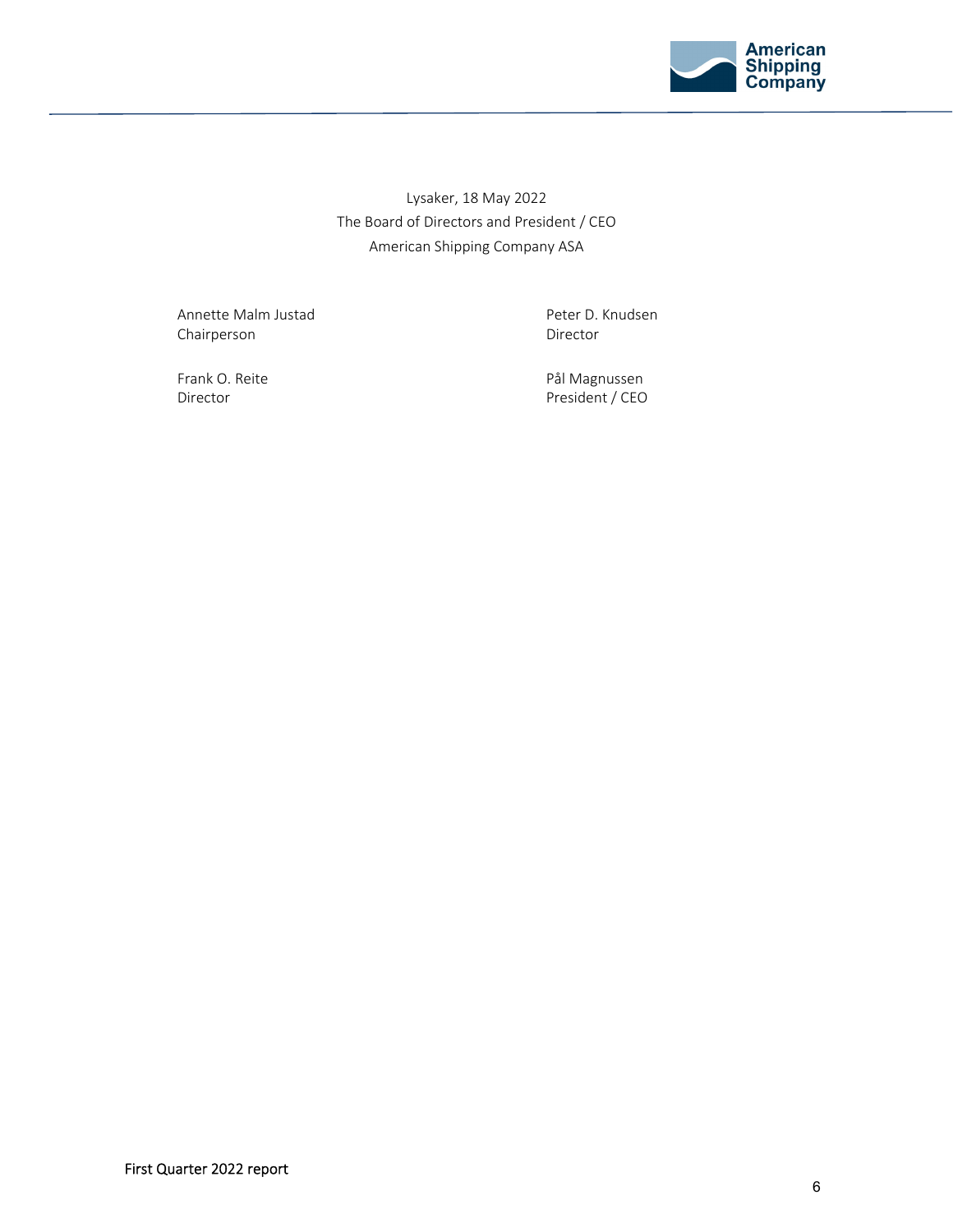Lysaker, 18 May 2022
The Board of Directors and President / CEO
American Shipping Company ASA

Annette Malm Justad
Chairperson

Peter D. Knudsen
Director

Frank O. Reite
Director

Pål Magnussen
President / CEO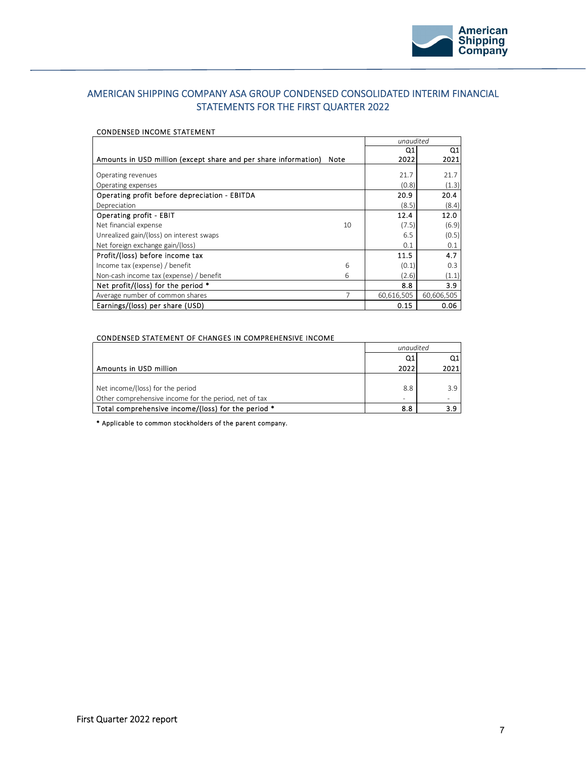# AMERICAN SHIPPING COMPANY ASA GROUP CONDENSED CONSOLIDATED INTERIM FINANCIAL STATEMENTS FOR THE FIRST QUARTER 2022

## CONDENSED INCOME STATEMENT

| Amounts in USD million (except share and per share information) | Note | *unaudited* Q1 2022 | Q1 2021 |
|---|---|---|---|
| Operating revenues | | 21.7 | 21.7 |
| Operating expenses | | (0.8) | (1.3) |
| **Operating profit before depreciation - EBITDA** | | **20.9** | **20.4** |
| Depreciation | | (8.5) | (8.4) |
| **Operating profit - EBIT** | | **12.4** | **12.0** |
| Net financial expense | 10 | (7.5) | (6.9) |
| Unrealized gain/(loss) on interest swaps | | 6.5 | (0.5) |
| Net foreign exchange gain/(loss) | | 0.1 | 0.1 |
| **Profit/(loss) before income tax** | | **11.5** | **4.7** |
| Income tax (expense) / benefit | 6 | (0.1) | 0.3 |
| Non-cash income tax (expense) / benefit | 6 | (2.6) | (1.1) |
| **Net profit/(loss) for the period *** | | **8.8** | **3.9** |
| Average number of common shares | 7 | 60,616,505 | 60,606,505 |
| **Earnings/(loss) per share (USD)** | | **0.15** | **0.06** |

## CONDENSED STATEMENT OF CHANGES IN COMPREHENSIVE INCOME

| Amounts in USD million | *unaudited* Q1 2022 | Q1 2021 |
|---|---|---|
| Net income/(loss) for the period | 8.8 | 3.9 |
| Other comprehensive income for the period, net of tax | - | - |
| **Total comprehensive income/(loss) for the period *** | **8.8** | **3.9** |

* Applicable to common stockholders of the parent company.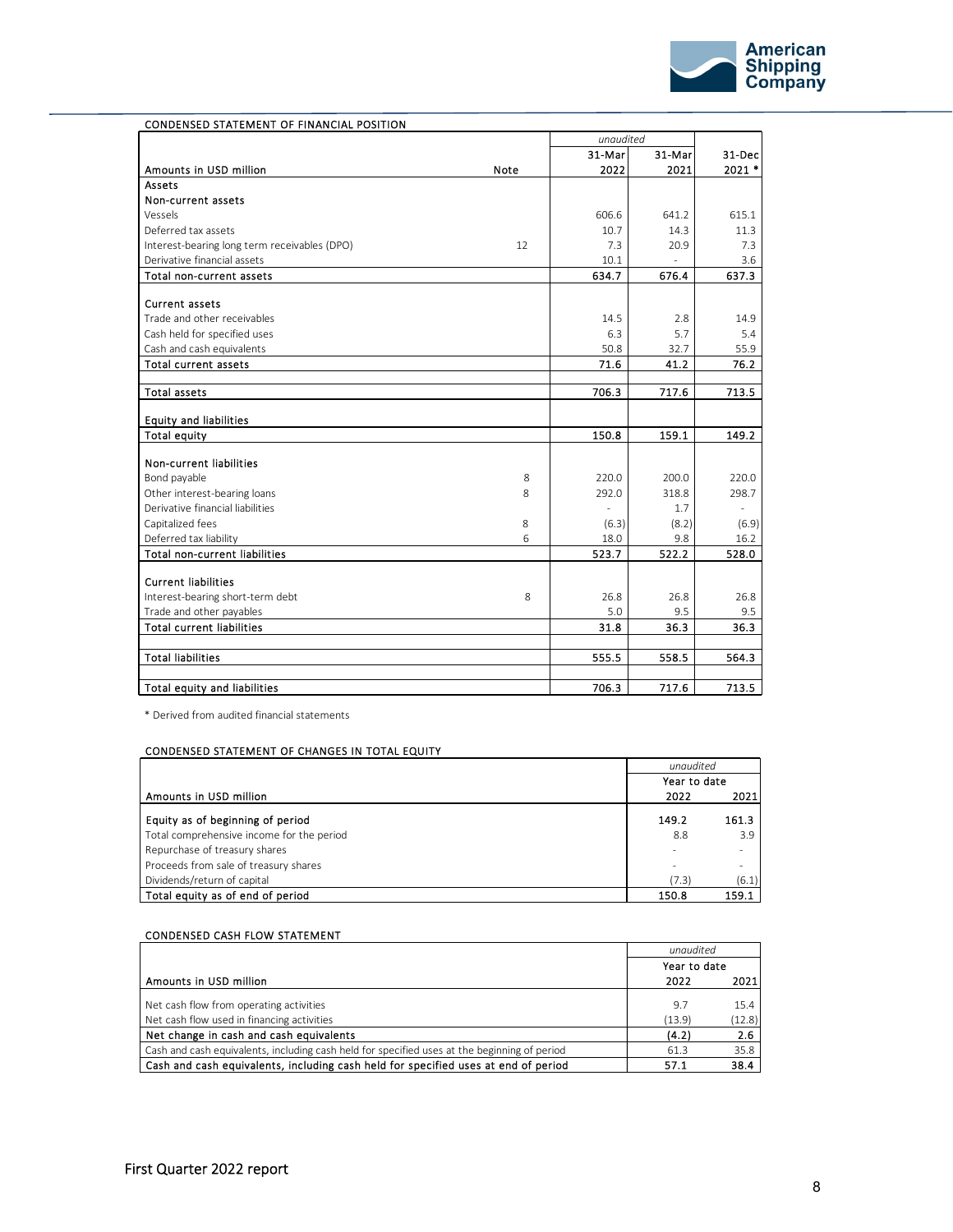## CONDENSED STATEMENT OF FINANCIAL POSITION

| Amounts in USD million | Note | 31-Mar 2022 (unaudited) | 31-Mar 2021 (unaudited) | 31-Dec 2021 * |
|---|---|---|---|---|
| **Assets** | | | | |
| **Non-current assets** | | | | |
| Vessels | | 606.6 | 641.2 | 615.1 |
| Deferred tax assets | | 10.7 | 14.3 | 11.3 |
| Interest-bearing long term receivables (DPO) | 12 | 7.3 | 20.9 | 7.3 |
| Derivative financial assets | | 10.1 | - | 3.6 |
| **Total non-current assets** | | **634.7** | **676.4** | **637.3** |
| | | | | |
| **Current assets** | | | | |
| Trade and other receivables | | 14.5 | 2.8 | 14.9 |
| Cash held for specified uses | | 6.3 | 5.7 | 5.4 |
| Cash and cash equivalents | | 50.8 | 32.7 | 55.9 |
| **Total current assets** | | **71.6** | **41.2** | **76.2** |
| | | | | |
| **Total assets** | | **706.3** | **717.6** | **713.5** |
| | | | | |
| **Equity and liabilities** | | | | |
| **Total equity** | | **150.8** | **159.1** | **149.2** |
| | | | | |
| **Non-current liabilities** | | | | |
| Bond payable | 8 | 220.0 | 200.0 | 220.0 |
| Other interest-bearing loans | 8 | 292.0 | 318.8 | 298.7 |
| Derivative financial liabilities | | - | 1.7 | - |
| Capitalized fees | 8 | (6.3) | (8.2) | (6.9) |
| Deferred tax liability | 6 | 18.0 | 9.8 | 16.2 |
| **Total non-current liabilities** | | **523.7** | **522.2** | **528.0** |
| | | | | |
| **Current liabilities** | | | | |
| Interest-bearing short-term debt | 8 | 26.8 | 26.8 | 26.8 |
| Trade and other payables | | 5.0 | 9.5 | 9.5 |
| **Total current liabilities** | | **31.8** | **36.3** | **36.3** |
| | | | | |
| **Total liabilities** | | **555.5** | **558.5** | **564.3** |
| | | | | |
| **Total equity and liabilities** | | **706.3** | **717.6** | **713.5** |

\* Derived from audited financial statements

## CONDENSED STATEMENT OF CHANGES IN TOTAL EQUITY

| Amounts in USD million | Year to date 2022 (unaudited) | Year to date 2021 (unaudited) |
|---|---|---|
| **Equity as of beginning of period** | **149.2** | **161.3** |
| Total comprehensive income for the period | 8.8 | 3.9 |
| Repurchase of treasury shares | - | - |
| Proceeds from sale of treasury shares | - | - |
| Dividends/return of capital | (7.3) | (6.1) |
| **Total equity as of end of period** | **150.8** | **159.1** |

## CONDENSED CASH FLOW STATEMENT

| Amounts in USD million | Year to date 2022 (unaudited) | Year to date 2021 (unaudited) |
|---|---|---|
| Net cash flow from operating activities | 9.7 | 15.4 |
| Net cash flow used in financing activities | (13.9) | (12.8) |
| **Net change in cash and cash equivalents** | **(4.2)** | **2.6** |
| Cash and cash equivalents, including cash held for specified uses at the beginning of period | 61.3 | 35.8 |
| **Cash and cash equivalents, including cash held for specified uses at end of period** | **57.1** | **38.4** |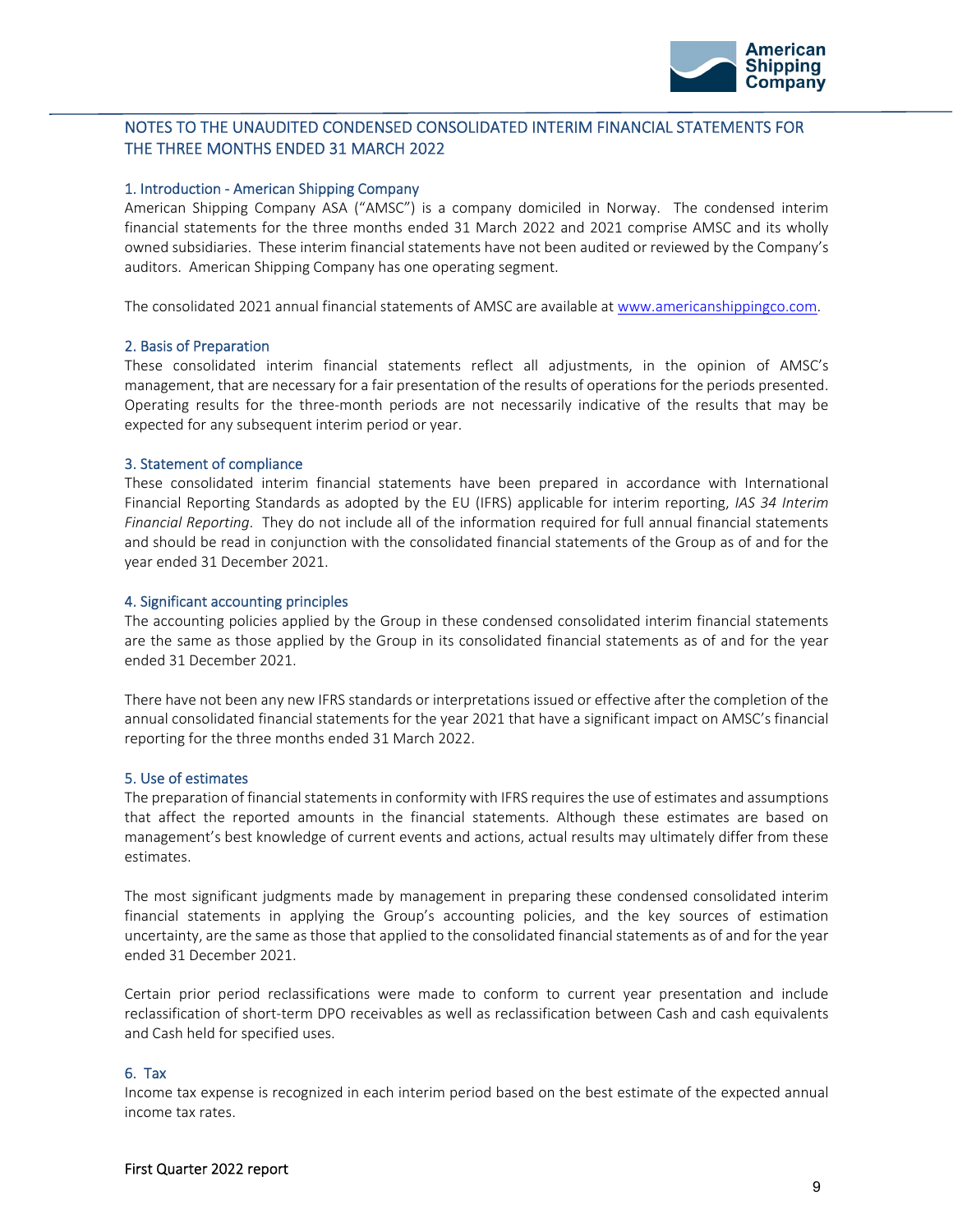## NOTES TO THE UNAUDITED CONDENSED CONSOLIDATED INTERIM FINANCIAL STATEMENTS FOR THE THREE MONTHS ENDED 31 MARCH 2022

### 1. Introduction - American Shipping Company

American Shipping Company ASA ("AMSC") is a company domiciled in Norway. The condensed interim financial statements for the three months ended 31 March 2022 and 2021 comprise AMSC and its wholly owned subsidiaries. These interim financial statements have not been audited or reviewed by the Company's auditors. American Shipping Company has one operating segment.

The consolidated 2021 annual financial statements of AMSC are available at www.americanshippingco.com.

### 2. Basis of Preparation

These consolidated interim financial statements reflect all adjustments, in the opinion of AMSC's management, that are necessary for a fair presentation of the results of operations for the periods presented. Operating results for the three-month periods are not necessarily indicative of the results that may be expected for any subsequent interim period or year.

### 3. Statement of compliance

These consolidated interim financial statements have been prepared in accordance with International Financial Reporting Standards as adopted by the EU (IFRS) applicable for interim reporting, *IAS 34 Interim Financial Reporting*. They do not include all of the information required for full annual financial statements and should be read in conjunction with the consolidated financial statements of the Group as of and for the year ended 31 December 2021.

### 4. Significant accounting principles

The accounting policies applied by the Group in these condensed consolidated interim financial statements are the same as those applied by the Group in its consolidated financial statements as of and for the year ended 31 December 2021.

There have not been any new IFRS standards or interpretations issued or effective after the completion of the annual consolidated financial statements for the year 2021 that have a significant impact on AMSC's financial reporting for the three months ended 31 March 2022.

### 5. Use of estimates

The preparation of financial statements in conformity with IFRS requires the use of estimates and assumptions that affect the reported amounts in the financial statements. Although these estimates are based on management's best knowledge of current events and actions, actual results may ultimately differ from these estimates.

The most significant judgments made by management in preparing these condensed consolidated interim financial statements in applying the Group's accounting policies, and the key sources of estimation uncertainty, are the same as those that applied to the consolidated financial statements as of and for the year ended 31 December 2021.

Certain prior period reclassifications were made to conform to current year presentation and include reclassification of short-term DPO receivables as well as reclassification between Cash and cash equivalents and Cash held for specified uses.

### 6. Tax

Income tax expense is recognized in each interim period based on the best estimate of the expected annual income tax rates.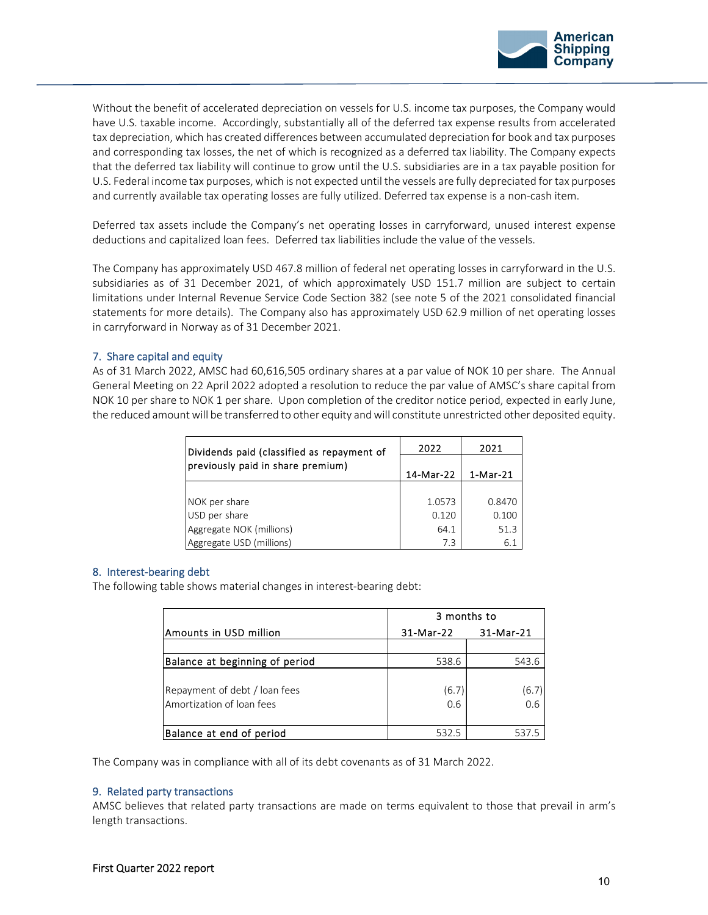Without the benefit of accelerated depreciation on vessels for U.S. income tax purposes, the Company would have U.S. taxable income. Accordingly, substantially all of the deferred tax expense results from accelerated tax depreciation, which has created differences between accumulated depreciation for book and tax purposes and corresponding tax losses, the net of which is recognized as a deferred tax liability. The Company expects that the deferred tax liability will continue to grow until the U.S. subsidiaries are in a tax payable position for U.S. Federal income tax purposes, which is not expected until the vessels are fully depreciated for tax purposes and currently available tax operating losses are fully utilized. Deferred tax expense is a non-cash item.

Deferred tax assets include the Company's net operating losses in carryforward, unused interest expense deductions and capitalized loan fees. Deferred tax liabilities include the value of the vessels.

The Company has approximately USD 467.8 million of federal net operating losses in carryforward in the U.S. subsidiaries as of 31 December 2021, of which approximately USD 151.7 million are subject to certain limitations under Internal Revenue Service Code Section 382 (see note 5 of the 2021 consolidated financial statements for more details). The Company also has approximately USD 62.9 million of net operating losses in carryforward in Norway as of 31 December 2021.

## 7. Share capital and equity

As of 31 March 2022, AMSC had 60,616,505 ordinary shares at a par value of NOK 10 per share. The Annual General Meeting on 22 April 2022 adopted a resolution to reduce the par value of AMSC's share capital from NOK 10 per share to NOK 1 per share. Upon completion of the creditor notice period, expected in early June, the reduced amount will be transferred to other equity and will constitute unrestricted other deposited equity.

| Dividends paid (classified as repayment of previously paid in share premium) | 2022 | 2021 |
|---|---|---|
| | 14-Mar-22 | 1-Mar-21 |
| NOK per share | 1.0573 | 0.8470 |
| USD per share | 0.120 | 0.100 |
| Aggregate NOK (millions) | 64.1 | 51.3 |
| Aggregate USD (millions) | 7.3 | 6.1 |

## 8. Interest-bearing debt

The following table shows material changes in interest-bearing debt:

| | 3 months to | |
|---|---|---|
| Amounts in USD million | 31-Mar-22 | 31-Mar-21 |
| Balance at beginning of period | 538.6 | 543.6 |
| Repayment of debt / loan fees | (6.7) | (6.7) |
| Amortization of loan fees | 0.6 | 0.6 |
| Balance at end of period | 532.5 | 537.5 |

The Company was in compliance with all of its debt covenants as of 31 March 2022.

## 9. Related party transactions

AMSC believes that related party transactions are made on terms equivalent to those that prevail in arm's length transactions.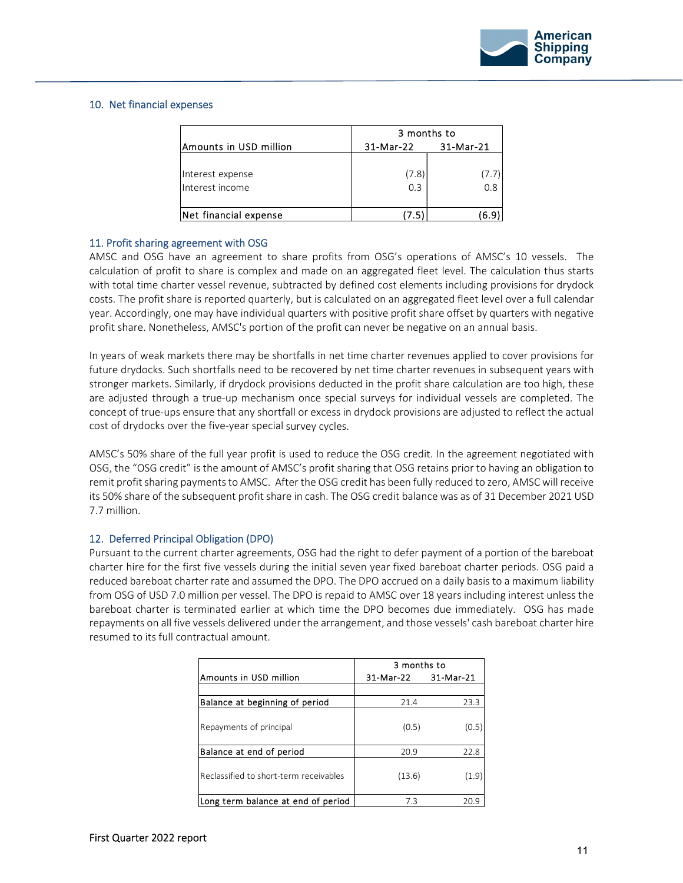## 10. Net financial expenses

| Amounts in USD million | 3 months to 31-Mar-22 | 3 months to 31-Mar-21 |
|---|---|---|
| Interest expense | (7.8) | (7.7) |
| Interest income | 0.3 | 0.8 |
| Net financial expense | (7.5) | (6.9) |

## 11. Profit sharing agreement with OSG

AMSC and OSG have an agreement to share profits from OSG's operations of AMSC's 10 vessels. The calculation of profit to share is complex and made on an aggregated fleet level. The calculation thus starts with total time charter vessel revenue, subtracted by defined cost elements including provisions for drydock costs. The profit share is reported quarterly, but is calculated on an aggregated fleet level over a full calendar year. Accordingly, one may have individual quarters with positive profit share offset by quarters with negative profit share. Nonetheless, AMSC's portion of the profit can never be negative on an annual basis.

In years of weak markets there may be shortfalls in net time charter revenues applied to cover provisions for future drydocks. Such shortfalls need to be recovered by net time charter revenues in subsequent years with stronger markets. Similarly, if drydock provisions deducted in the profit share calculation are too high, these are adjusted through a true-up mechanism once special surveys for individual vessels are completed. The concept of true-ups ensure that any shortfall or excess in drydock provisions are adjusted to reflect the actual cost of drydocks over the five-year special survey cycles.

AMSC's 50% share of the full year profit is used to reduce the OSG credit. In the agreement negotiated with OSG, the "OSG credit" is the amount of AMSC's profit sharing that OSG retains prior to having an obligation to remit profit sharing payments to AMSC. After the OSG credit has been fully reduced to zero, AMSC will receive its 50% share of the subsequent profit share in cash. The OSG credit balance was as of 31 December 2021 USD 7.7 million.

## 12. Deferred Principal Obligation (DPO)

Pursuant to the current charter agreements, OSG had the right to defer payment of a portion of the bareboat charter hire for the first five vessels during the initial seven year fixed bareboat charter periods. OSG paid a reduced bareboat charter rate and assumed the DPO. The DPO accrued on a daily basis to a maximum liability from OSG of USD 7.0 million per vessel. The DPO is repaid to AMSC over 18 years including interest unless the bareboat charter is terminated earlier at which time the DPO becomes due immediately. OSG has made repayments on all five vessels delivered under the arrangement, and those vessels' cash bareboat charter hire resumed to its full contractual amount.

| Amounts in USD million | 3 months to 31-Mar-22 | 3 months to 31-Mar-21 |
|---|---|---|
| Balance at beginning of period | 21.4 | 23.3 |
| Repayments of principal | (0.5) | (0.5) |
| Balance at end of period | 20.9 | 22.8 |
| Reclassified to short-term receivables | (13.6) | (1.9) |
| Long term balance at end of period | 7.3 | 20.9 |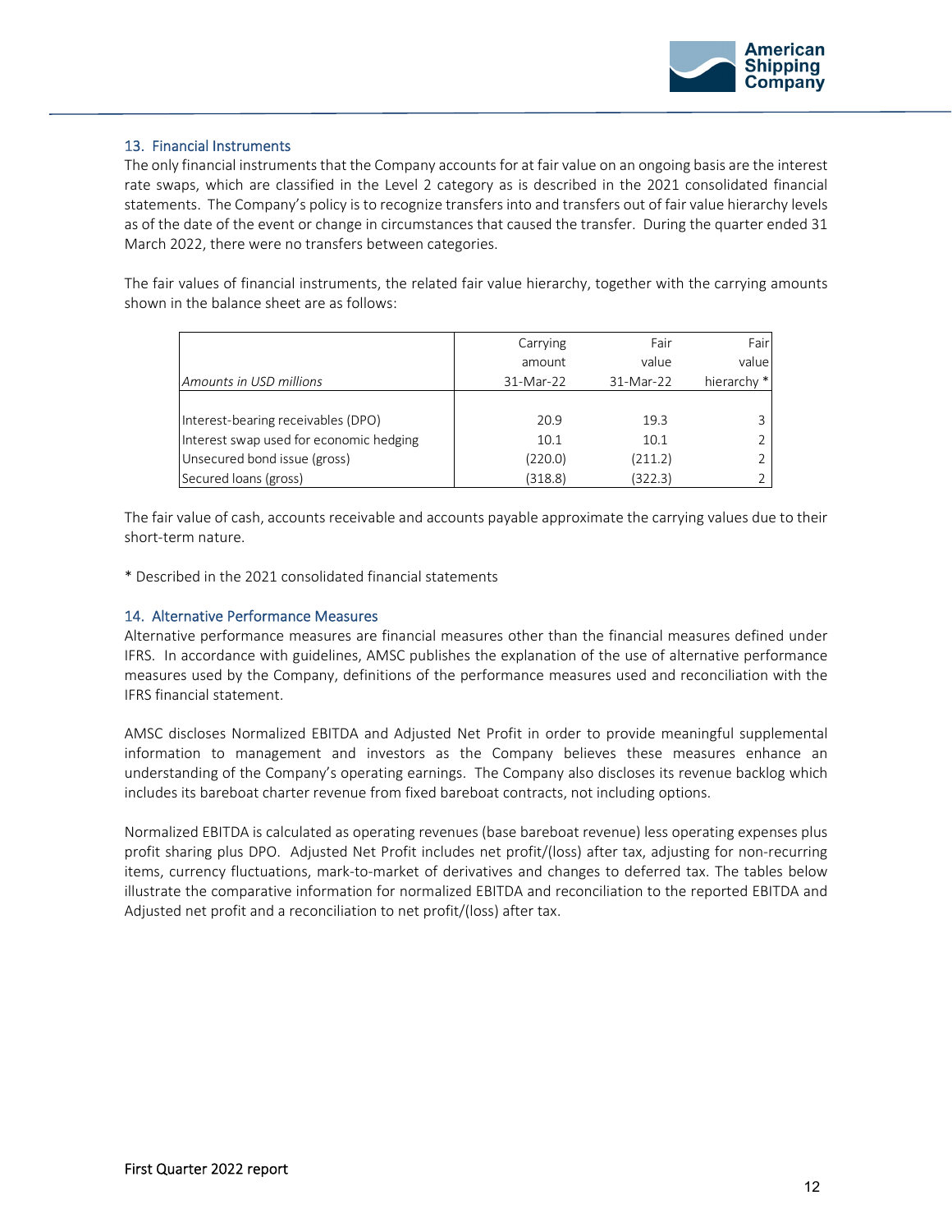## 13. Financial Instruments

The only financial instruments that the Company accounts for at fair value on an ongoing basis are the interest rate swaps, which are classified in the Level 2 category as is described in the 2021 consolidated financial statements. The Company's policy is to recognize transfers into and transfers out of fair value hierarchy levels as of the date of the event or change in circumstances that caused the transfer. During the quarter ended 31 March 2022, there were no transfers between categories.

The fair values of financial instruments, the related fair value hierarchy, together with the carrying amounts shown in the balance sheet are as follows:

| *Amounts in USD millions* | Carrying amount 31-Mar-22 | Fair value 31-Mar-22 | Fair value hierarchy * |
|---|---|---|---|
| Interest-bearing receivables (DPO) | 20.9 | 19.3 | 3 |
| Interest swap used for economic hedging | 10.1 | 10.1 | 2 |
| Unsecured bond issue (gross) | (220.0) | (211.2) | 2 |
| Secured loans (gross) | (318.8) | (322.3) | 2 |

The fair value of cash, accounts receivable and accounts payable approximate the carrying values due to their short-term nature.

* Described in the 2021 consolidated financial statements

## 14. Alternative Performance Measures

Alternative performance measures are financial measures other than the financial measures defined under IFRS. In accordance with guidelines, AMSC publishes the explanation of the use of alternative performance measures used by the Company, definitions of the performance measures used and reconciliation with the IFRS financial statement.

AMSC discloses Normalized EBITDA and Adjusted Net Profit in order to provide meaningful supplemental information to management and investors as the Company believes these measures enhance an understanding of the Company's operating earnings. The Company also discloses its revenue backlog which includes its bareboat charter revenue from fixed bareboat contracts, not including options.

Normalized EBITDA is calculated as operating revenues (base bareboat revenue) less operating expenses plus profit sharing plus DPO. Adjusted Net Profit includes net profit/(loss) after tax, adjusting for non-recurring items, currency fluctuations, mark-to-market of derivatives and changes to deferred tax. The tables below illustrate the comparative information for normalized EBITDA and reconciliation to the reported EBITDA and Adjusted net profit and a reconciliation to net profit/(loss) after tax.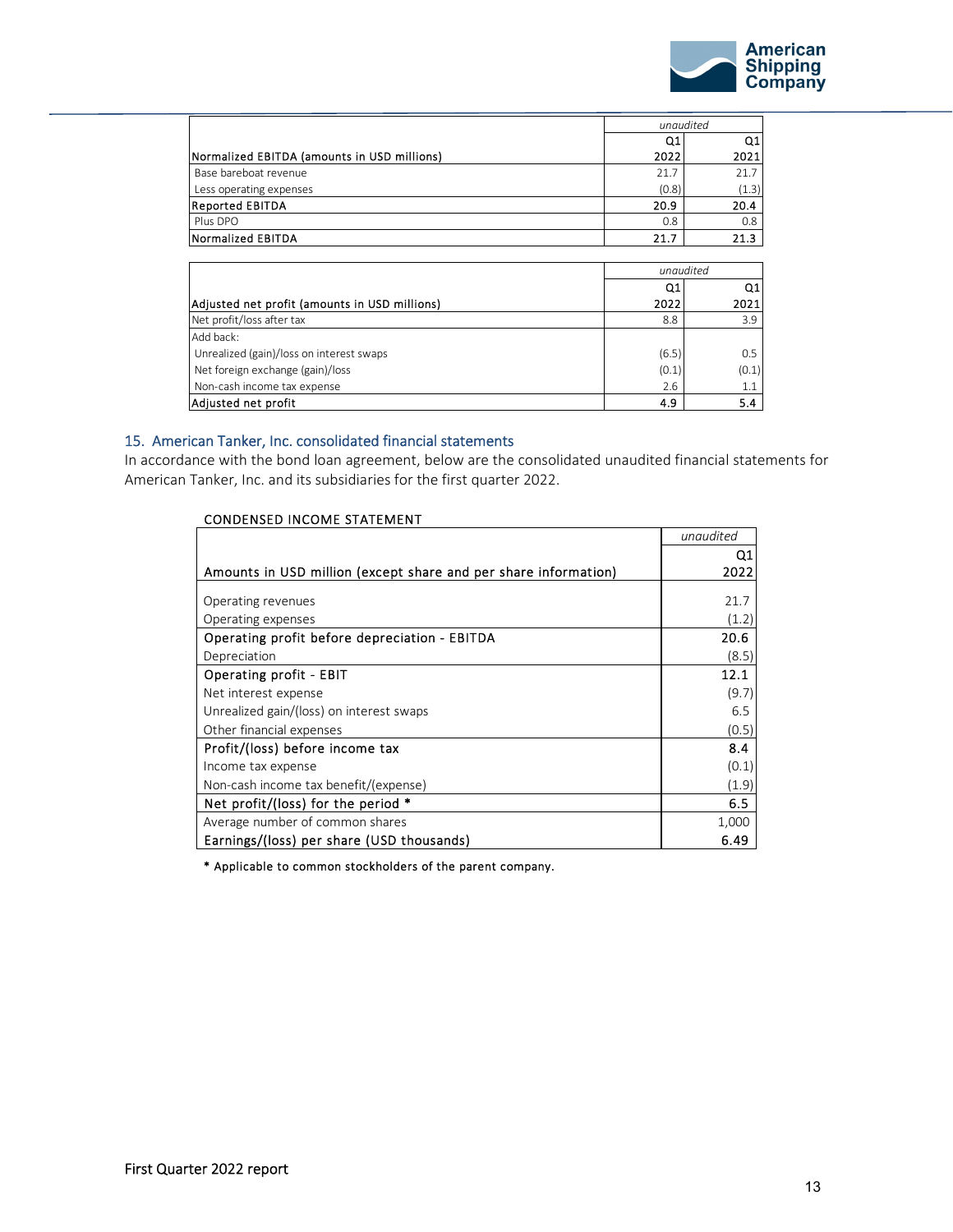| Normalized EBITDA (amounts in USD millions) | *unaudited* Q1 2022 | Q1 2021 |
|---|---|---|
| Base bareboat revenue | 21.7 | 21.7 |
| Less operating expenses | (0.8) | (1.3) |
| Reported EBITDA | 20.9 | 20.4 |
| Plus DPO | 0.8 | 0.8 |
| Normalized EBITDA | 21.7 | 21.3 |

| Adjusted net profit (amounts in USD millions) | *unaudited* Q1 2022 | Q1 2021 |
|---|---|---|
| Net profit/loss after tax | 8.8 | 3.9 |
| Add back: | | |
| Unrealized (gain)/loss on interest swaps | (6.5) | 0.5 |
| Net foreign exchange (gain)/loss | (0.1) | (0.1) |
| Non-cash income tax expense | 2.6 | 1.1 |
| Adjusted net profit | 4.9 | 5.4 |

## 15. American Tanker, Inc. consolidated financial statements

In accordance with the bond loan agreement, below are the consolidated unaudited financial statements for American Tanker, Inc. and its subsidiaries for the first quarter 2022.

CONDENSED INCOME STATEMENT

| Amounts in USD million (except share and per share information) | *unaudited* Q1 2022 |
|---|---|
| Operating revenues | 21.7 |
| Operating expenses | (1.2) |
| Operating profit before depreciation - EBITDA | 20.6 |
| Depreciation | (8.5) |
| Operating profit - EBIT | 12.1 |
| Net interest expense | (9.7) |
| Unrealized gain/(loss) on interest swaps | 6.5 |
| Other financial expenses | (0.5) |
| Profit/(loss) before income tax | 8.4 |
| Income tax expense | (0.1) |
| Non-cash income tax benefit/(expense) | (1.9) |
| Net profit/(loss) for the period * | 6.5 |
| Average number of common shares | 1,000 |
| Earnings/(loss) per share (USD thousands) | 6.49 |

* Applicable to common stockholders of the parent company.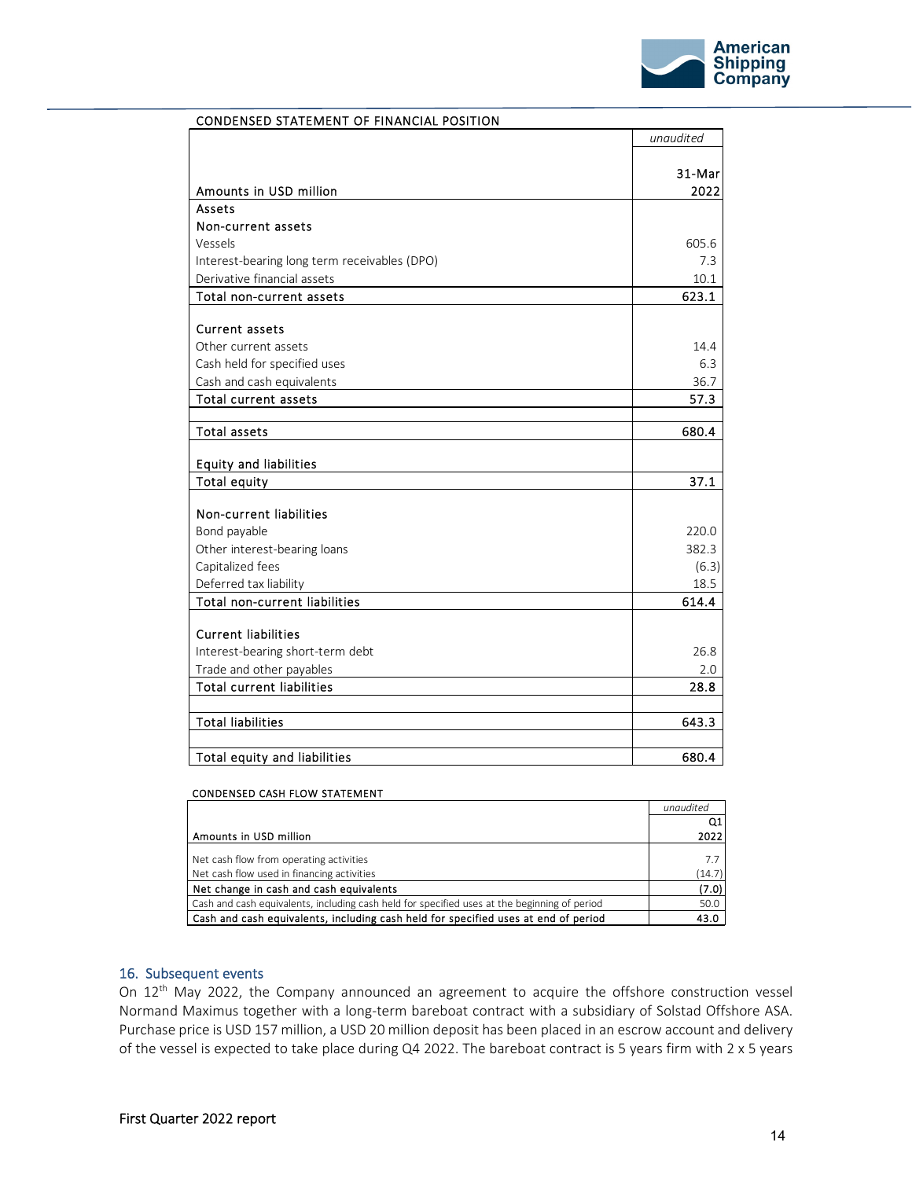CONDENSED STATEMENT OF FINANCIAL POSITION

| Amounts in USD million | *unaudited* 31-Mar 2022 |
|---|---|
| **Assets** | |
| **Non-current assets** | |
| Vessels | 605.6 |
| Interest-bearing long term receivables (DPO) | 7.3 |
| Derivative financial assets | 10.1 |
| **Total non-current assets** | **623.1** |
| | |
| **Current assets** | |
| Other current assets | 14.4 |
| Cash held for specified uses | 6.3 |
| Cash and cash equivalents | 36.7 |
| **Total current assets** | **57.3** |
| | |
| **Total assets** | **680.4** |
| | |
| **Equity and liabilities** | |
| **Total equity** | **37.1** |
| | |
| **Non-current liabilities** | |
| Bond payable | 220.0 |
| Other interest-bearing loans | 382.3 |
| Capitalized fees | (6.3) |
| Deferred tax liability | 18.5 |
| **Total non-current liabilities** | **614.4** |
| | |
| **Current liabilities** | |
| Interest-bearing short-term debt | 26.8 |
| Trade and other payables | 2.0 |
| **Total current liabilities** | **28.8** |
| | |
| **Total liabilities** | **643.3** |
| | |
| **Total equity and liabilities** | **680.4** |

CONDENSED CASH FLOW STATEMENT

| Amounts in USD million | *unaudited* Q1 2022 |
|---|---|
| Net cash flow from operating activities | 7.7 |
| Net cash flow used in financing activities | (14.7) |
| **Net change in cash and cash equivalents** | **(7.0)** |
| Cash and cash equivalents, including cash held for specified uses at the beginning of period | 50.0 |
| **Cash and cash equivalents, including cash held for specified uses at end of period** | **43.0** |

## 16. Subsequent events

On 12th May 2022, the Company announced an agreement to acquire the offshore construction vessel Normand Maximus together with a long-term bareboat contract with a subsidiary of Solstad Offshore ASA. Purchase price is USD 157 million, a USD 20 million deposit has been placed in an escrow account and delivery of the vessel is expected to take place during Q4 2022. The bareboat contract is 5 years firm with 2 x 5 years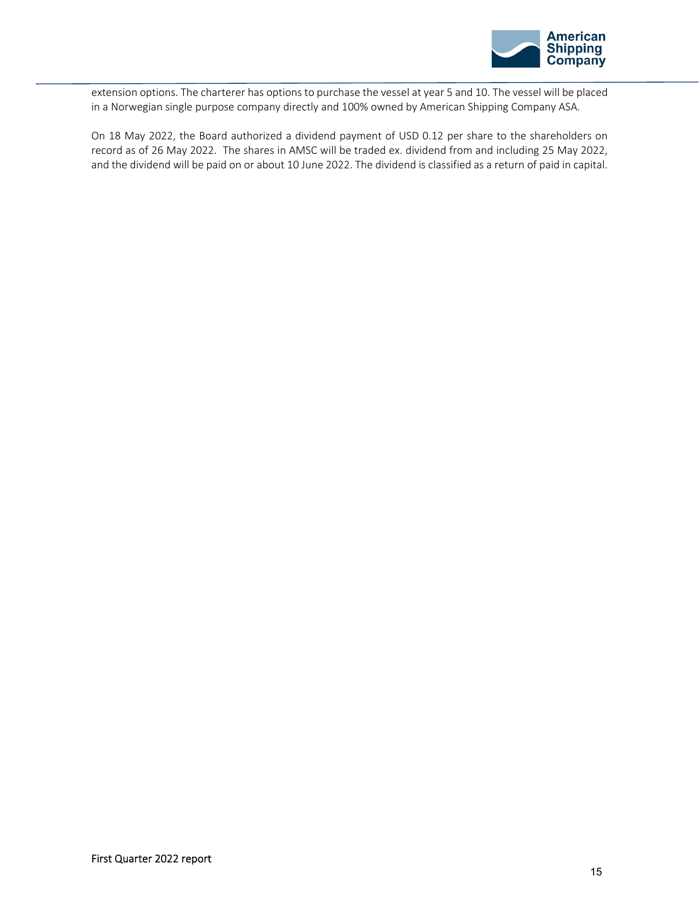extension options. The charterer has options to purchase the vessel at year 5 and 10. The vessel will be placed in a Norwegian single purpose company directly and 100% owned by American Shipping Company ASA.

On 18 May 2022, the Board authorized a dividend payment of USD 0.12 per share to the shareholders on record as of 26 May 2022. The shares in AMSC will be traded ex. dividend from and including 25 May 2022, and the dividend will be paid on or about 10 June 2022. The dividend is classified as a return of paid in capital.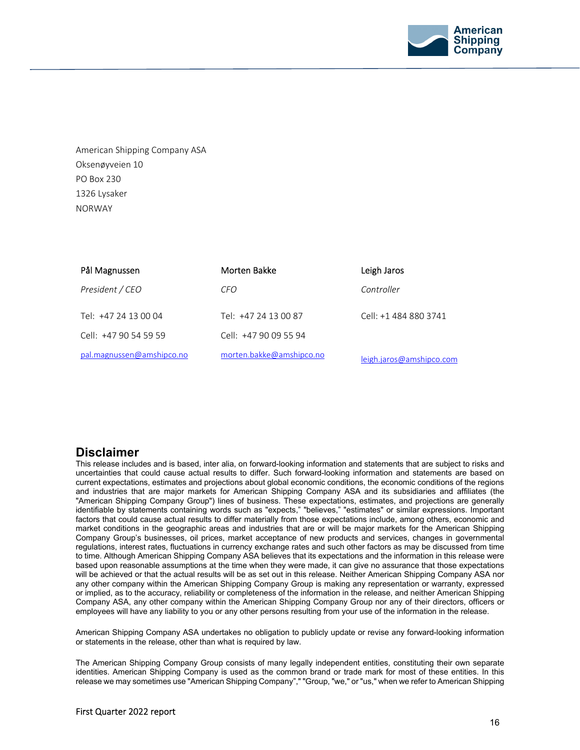American Shipping Company ASA
Oksenøyveien 10
PO Box 230
1326 Lysaker
NORWAY

| Pål Magnussen | Morten Bakke | Leigh Jaros |
|---|---|---|
| *President / CEO* | *CFO* | *Controller* |
| Tel: +47 24 13 00 04 | Tel: +47 24 13 00 87 | Cell: +1 484 880 3741 |
| Cell: +47 90 54 59 59 | Cell: +47 90 09 55 94 | |
| pal.magnussen@amshipco.no | morten.bakke@amshipco.no | leigh.jaros@amshipco.com |

## Disclaimer

This release includes and is based, inter alia, on forward-looking information and statements that are subject to risks and uncertainties that could cause actual results to differ. Such forward-looking information and statements are based on current expectations, estimates and projections about global economic conditions, the economic conditions of the regions and industries that are major markets for American Shipping Company ASA and its subsidiaries and affiliates (the "American Shipping Company Group") lines of business. These expectations, estimates, and projections are generally identifiable by statements containing words such as "expects," "believes," "estimates" or similar expressions. Important factors that could cause actual results to differ materially from those expectations include, among others, economic and market conditions in the geographic areas and industries that are or will be major markets for the American Shipping Company Group's businesses, oil prices, market acceptance of new products and services, changes in governmental regulations, interest rates, fluctuations in currency exchange rates and such other factors as may be discussed from time to time. Although American Shipping Company ASA believes that its expectations and the information in this release were based upon reasonable assumptions at the time when they were made, it can give no assurance that those expectations will be achieved or that the actual results will be as set out in this release. Neither American Shipping Company ASA nor any other company within the American Shipping Company Group is making any representation or warranty, expressed or implied, as to the accuracy, reliability or completeness of the information in the release, and neither American Shipping Company ASA, any other company within the American Shipping Company Group nor any of their directors, officers or employees will have any liability to you or any other persons resulting from your use of the information in the release.

American Shipping Company ASA undertakes no obligation to publicly update or revise any forward-looking information or statements in the release, other than what is required by law.

The American Shipping Company Group consists of many legally independent entities, constituting their own separate identities. American Shipping Company is used as the common brand or trade mark for most of these entities. In this release we may sometimes use "American Shipping Company"," "Group, "we," or "us," when we refer to American Shipping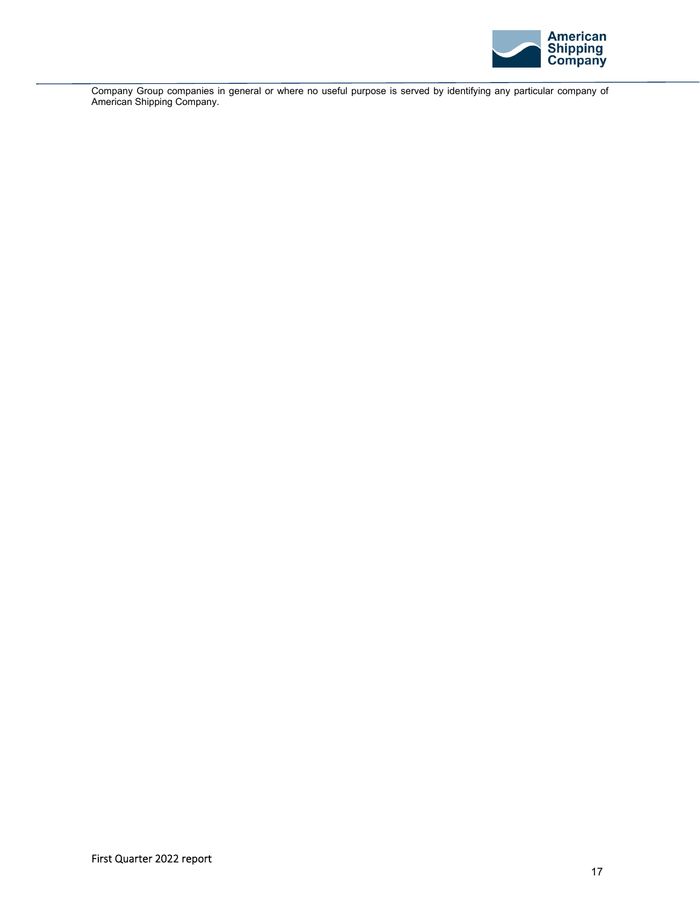Company Group companies in general or where no useful purpose is served by identifying any particular company of American Shipping Company.